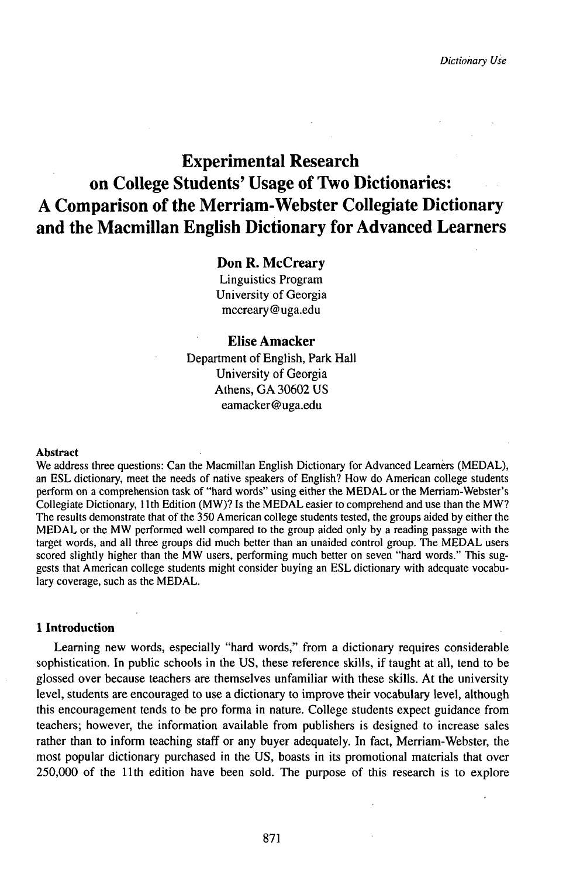# Experimental Research on College Students' Usage of Two Dictionaries: A Comparison of the Merriam-Webster Collegiate Dictionary and the Macmillan English Dictionary for Advanced Learners

**Don R. McCreary**
Linguistics Program
University of Georgia
mccreary@uga.edu

**Elise Amacker**
Department of English, Park Hall
University of Georgia
Athens, GA 30602 US
eamacker@uga.edu

**Abstract**

We address three questions: Can the Macmillan English Dictionary for Advanced Learners (MEDAL), an ESL dictionary, meet the needs of native speakers of English? How do American college students perform on a comprehension task of "hard words" using either the MEDAL or the Merriam-Webster's Collegiate Dictionary, 11th Edition (MW)? Is the MEDAL easier to comprehend and use than the MW? The results demonstrate that of the 350 American college students tested, the groups aided by either the MEDAL or the MW performed well compared to the group aided only by a reading passage with the target words, and all three groups did much better than an unaided control group. The MEDAL users scored slightly higher than the MW users, performing much better on seven "hard words." This suggests that American college students might consider buying an ESL dictionary with adequate vocabulary coverage, such as the MEDAL.

## 1 Introduction

Learning new words, especially "hard words," from a dictionary requires considerable sophistication. In public schools in the US, these reference skills, if taught at all, tend to be glossed over because teachers are themselves unfamiliar with these skills. At the university level, students are encouraged to use a dictionary to improve their vocabulary level, although this encouragement tends to be pro forma in nature. College students expect guidance from teachers; however, the information available from publishers is designed to increase sales rather than to inform teaching staff or any buyer adequately. In fact, Merriam-Webster, the most popular dictionary purchased in the US, boasts in its promotional materials that over 250,000 of the 11th edition have been sold. The purpose of this research is to explore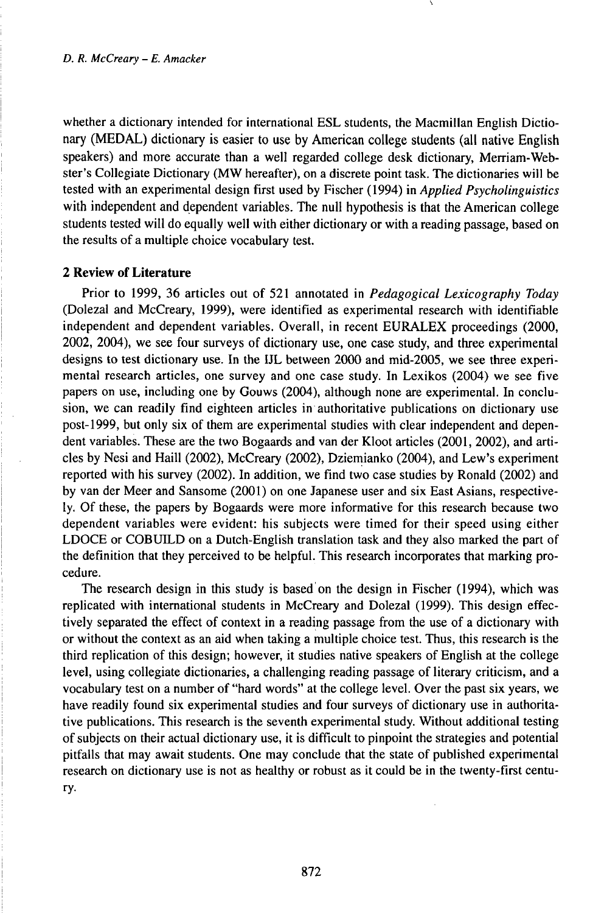whether a dictionary intended for international ESL students, the Macmillan English Dictionary (MEDAL) dictionary is easier to use by American college students (all native English speakers) and more accurate than a well regarded college desk dictionary, Merriam-Webster's Collegiate Dictionary (MW hereafter), on a discrete point task. The dictionaries will be tested with an experimental design first used by Fischer (1994) in *Applied Psycholinguistics* with independent and dependent variables. The null hypothesis is that the American college students tested will do equally well with either dictionary or with a reading passage, based on the results of a multiple choice vocabulary test.

## 2 Review of Literature

Prior to 1999, 36 articles out of 521 annotated in *Pedagogical Lexicography Today* (Dolezal and McCreary, 1999), were identified as experimental research with identifiable independent and dependent variables. Overall, in recent EURALEX proceedings (2000, 2002, 2004), we see four surveys of dictionary use, one case study, and three experimental designs to test dictionary use. In the IJL between 2000 and mid-2005, we see three experimental research articles, one survey and one case study. In Lexikos (2004) we see five papers on use, including one by Gouws (2004), although none are experimental. In conclusion, we can readily find eighteen articles in authoritative publications on dictionary use post-1999, but only six of them are experimental studies with clear independent and dependent variables. These are the two Bogaards and van der Kloot articles (2001, 2002), and articles by Nesi and Haill (2002), McCreary (2002), Dziemianko (2004), and Lew's experiment reported with his survey (2002). In addition, we find two case studies by Ronald (2002) and by van der Meer and Sansome (2001) on one Japanese user and six East Asians, respectively. Of these, the papers by Bogaards were more informative for this research because two dependent variables were evident: his subjects were timed for their speed using either LDOCE or COBUILD on a Dutch-English translation task and they also marked the part of the definition that they perceived to be helpful. This research incorporates that marking procedure.

The research design in this study is based on the design in Fischer (1994), which was replicated with international students in McCreary and Dolezal (1999). This design effectively separated the effect of context in a reading passage from the use of a dictionary with or without the context as an aid when taking a multiple choice test. Thus, this research is the third replication of this design; however, it studies native speakers of English at the college level, using collegiate dictionaries, a challenging reading passage of literary criticism, and a vocabulary test on a number of "hard words" at the college level. Over the past six years, we have readily found six experimental studies and four surveys of dictionary use in authoritative publications. This research is the seventh experimental study. Without additional testing of subjects on their actual dictionary use, it is difficult to pinpoint the strategies and potential pitfalls that may await students. One may conclude that the state of published experimental research on dictionary use is not as healthy or robust as it could be in the twenty-first century.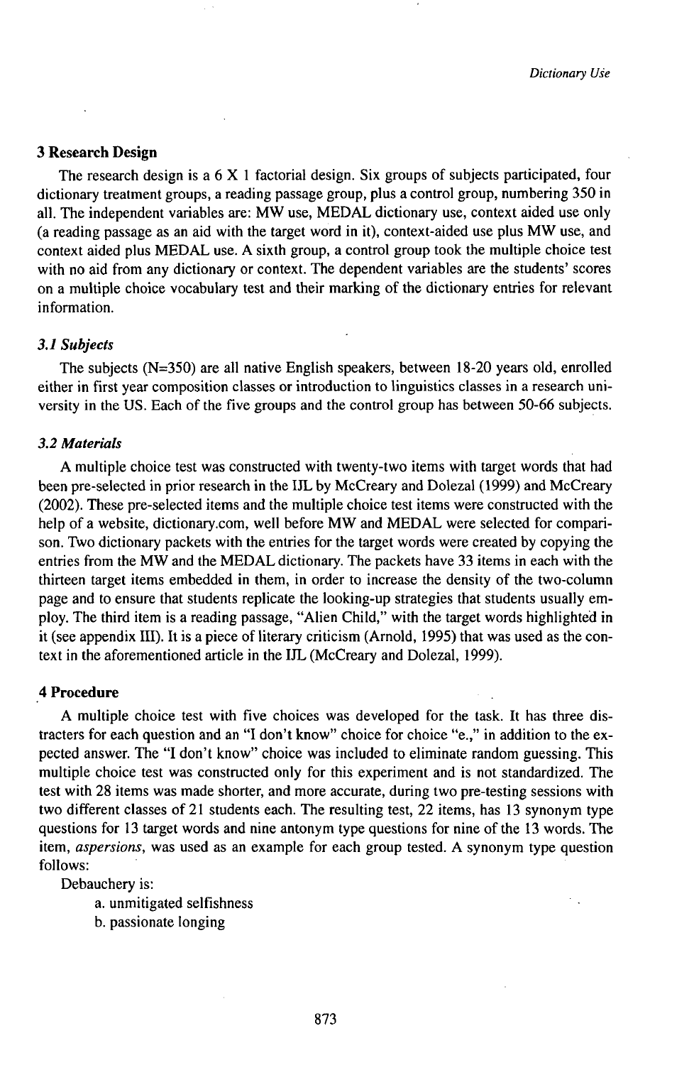## 3 Research Design

The research design is a 6 X 1 factorial design. Six groups of subjects participated, four dictionary treatment groups, a reading passage group, plus a control group, numbering 350 in all. The independent variables are: MW use, MEDAL dictionary use, context aided use only (a reading passage as an aid with the target word in it), context-aided use plus MW use, and context aided plus MEDAL use. A sixth group, a control group took the multiple choice test with no aid from any dictionary or context. The dependent variables are the students' scores on a multiple choice vocabulary test and their marking of the dictionary entries for relevant information.

### 3.1 Subjects

The subjects (N=350) are all native English speakers, between 18-20 years old, enrolled either in first year composition classes or introduction to linguistics classes in a research university in the US. Each of the five groups and the control group has between 50-66 subjects.

### 3.2 Materials

A multiple choice test was constructed with twenty-two items with target words that had been pre-selected in prior research in the IJL by McCreary and Dolezal (1999) and McCreary (2002). These pre-selected items and the multiple choice test items were constructed with the help of a website, dictionary.com, well before MW and MEDAL were selected for comparison. Two dictionary packets with the entries for the target words were created by copying the entries from the MW and the MEDAL dictionary. The packets have 33 items in each with the thirteen target items embedded in them, in order to increase the density of the two-column page and to ensure that students replicate the looking-up strategies that students usually employ. The third item is a reading passage, "Alien Child," with the target words highlighted in it (see appendix III). It is a piece of literary criticism (Arnold, 1995) that was used as the context in the aforementioned article in the IJL (McCreary and Dolezal, 1999).

## 4 Procedure

A multiple choice test with five choices was developed for the task. It has three distracters for each question and an "I don't know" choice for choice "e.," in addition to the expected answer. The "I don't know" choice was included to eliminate random guessing. This multiple choice test was constructed only for this experiment and is not standardized. The test with 28 items was made shorter, and more accurate, during two pre-testing sessions with two different classes of 21 students each. The resulting test, 22 items, has 13 synonym type questions for 13 target words and nine antonym type questions for nine of the 13 words. The item, *aspersions*, was used as an example for each group tested. A synonym type question follows:

Debauchery is:

a. unmitigated selfishness
b. passionate longing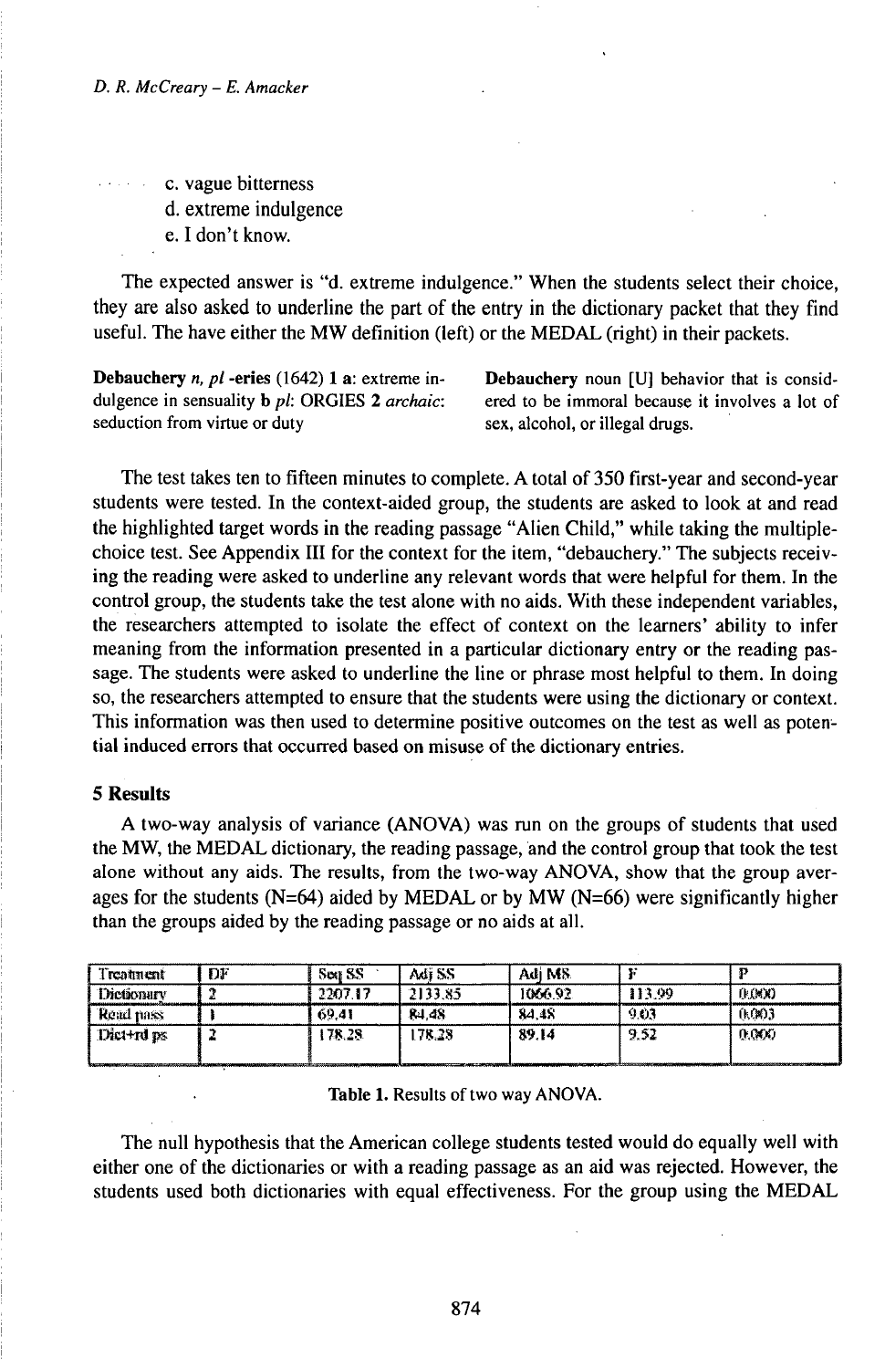c. vague bitterness

d. extreme indulgence

e. I don't know.

The expected answer is "d. extreme indulgence." When the students select their choice, they are also asked to underline the part of the entry in the dictionary packet that they find useful. The have either the MW definition (left) or the MEDAL (right) in their packets.

**Debauchery** *n, pl* **-eries** (1642) **1 a**: extreme indulgence in sensuality **b** *pl*: ORGIES **2** *archaic*: seduction from virtue or duty

**Debauchery** noun [U] behavior that is considered to be immoral because it involves a lot of sex, alcohol, or illegal drugs.

The test takes ten to fifteen minutes to complete. A total of 350 first-year and second-year students were tested. In the context-aided group, the students are asked to look at and read the highlighted target words in the reading passage "Alien Child," while taking the multiple-choice test. See Appendix III for the context for the item, "debauchery." The subjects receiving the reading were asked to underline any relevant words that were helpful for them. In the control group, the students take the test alone with no aids. With these independent variables, the researchers attempted to isolate the effect of context on the learners' ability to infer meaning from the information presented in a particular dictionary entry or the reading passage. The students were asked to underline the line or phrase most helpful to them. In doing so, the researchers attempted to ensure that the students were using the dictionary or context. This information was then used to determine positive outcomes on the test as well as potential induced errors that occurred based on misuse of the dictionary entries.

## 5 Results

A two-way analysis of variance (ANOVA) was run on the groups of students that used the MW, the MEDAL dictionary, the reading passage, and the control group that took the test alone without any aids. The results, from the two-way ANOVA, show that the group averages for the students (N=64) aided by MEDAL or by MW (N=66) were significantly higher than the groups aided by the reading passage or no aids at all.

| Treatment | DF | Seq SS | Adj SS | Adj MS | F | P |
|---|---|---|---|---|---|---|
| Dictionary | 2 | 2207.17 | 2133.85 | 1066.92 | 113.99 | 0.000 |
| Read pass | 1 | 69.41 | 84.48 | 84.48 | 9.03 | 0.003 |
| Dict+rd ps | 2 | 178.28 | 178.28 | 89.14 | 9.52 | 0.000 |

Table 1. Results of two way ANOVA.

The null hypothesis that the American college students tested would do equally well with either one of the dictionaries or with a reading passage as an aid was rejected. However, the students used both dictionaries with equal effectiveness. For the group using the MEDAL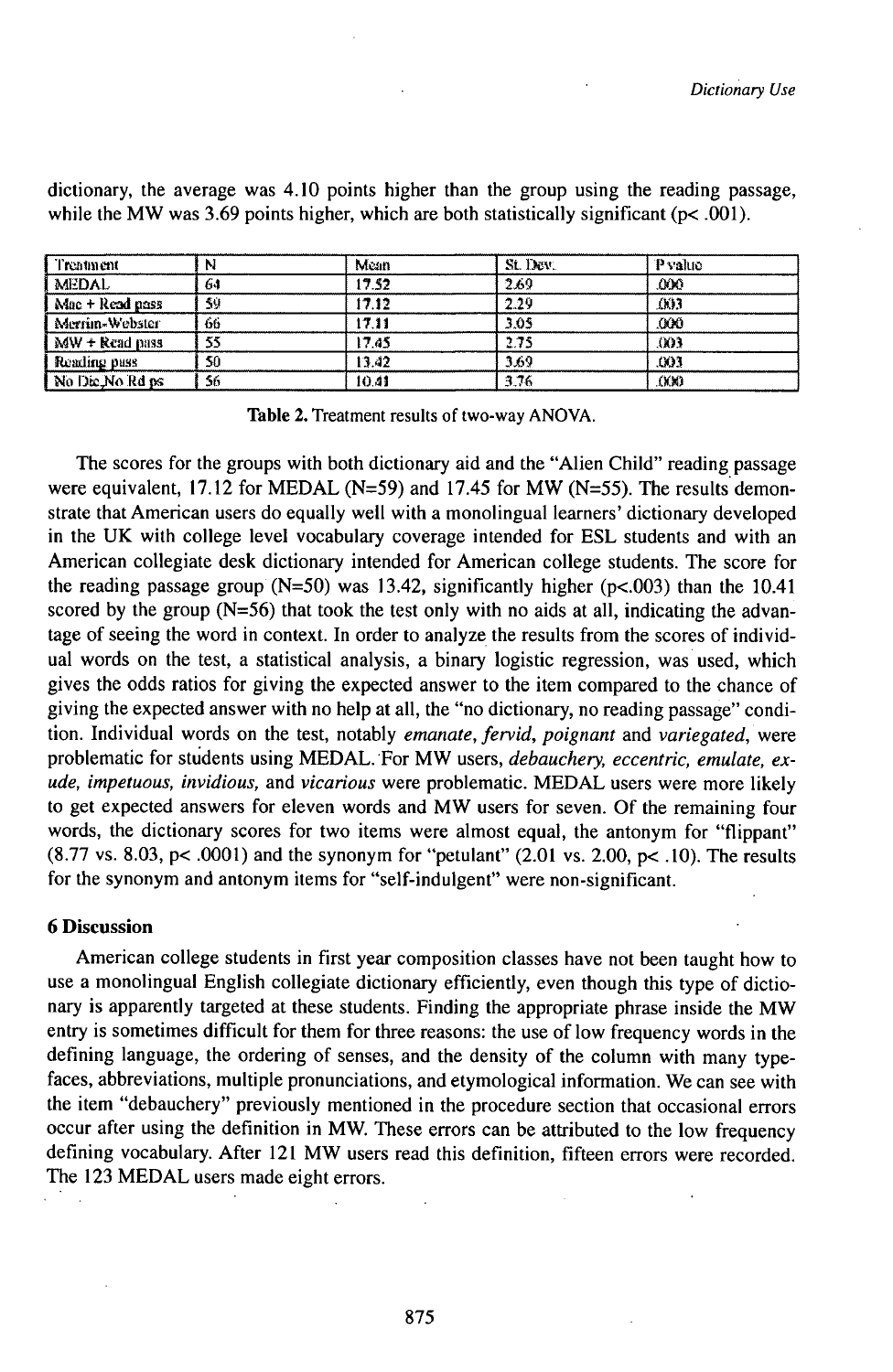dictionary, the average was 4.10 points higher than the group using the reading passage, while the MW was 3.69 points higher, which are both statistically significant (p< .001).

| Treatment | N | Mean | St. Dev. | P value |
|---|---|---|---|---|
| MEDAL | 64 | 17.52 | 2.69 | .000 |
| Mac + Read pass | 59 | 17.12 | 2.29 | .003 |
| Merriam-Webster | 66 | 17.11 | 3.05 | .000 |
| MW + Read pass | 55 | 17.45 | 2.75 | .003 |
| Reading pass | 50 | 13.42 | 3.69 | .003 |
| No Dic,No Rd ps | 56 | 10.41 | 3.76 | .000 |

**Table 2.** Treatment results of two-way ANOVA.

The scores for the groups with both dictionary aid and the "Alien Child" reading passage were equivalent, 17.12 for MEDAL (N=59) and 17.45 for MW (N=55). The results demonstrate that American users do equally well with a monolingual learners' dictionary developed in the UK with college level vocabulary coverage intended for ESL students and with an American collegiate desk dictionary intended for American college students. The score for the reading passage group (N=50) was 13.42, significantly higher (p<.003) than the 10.41 scored by the group (N=56) that took the test only with no aids at all, indicating the advantage of seeing the word in context. In order to analyze the results from the scores of individual words on the test, a statistical analysis, a binary logistic regression, was used, which gives the odds ratios for giving the expected answer to the item compared to the chance of giving the expected answer with no help at all, the "no dictionary, no reading passage" condition. Individual words on the test, notably *emanate, fervid, poignant* and *variegated*, were problematic for students using MEDAL. For MW users, *debauchery, eccentric, emulate, exude, impetuous, invidious,* and *vicarious* were problematic. MEDAL users were more likely to get expected answers for eleven words and MW users for seven. Of the remaining four words, the dictionary scores for two items were almost equal, the antonym for "flippant" (8.77 vs. 8.03, p< .0001) and the synonym for "petulant" (2.01 vs. 2.00, p< .10). The results for the synonym and antonym items for "self-indulgent" were non-significant.

## 6 Discussion

American college students in first year composition classes have not been taught how to use a monolingual English collegiate dictionary efficiently, even though this type of dictionary is apparently targeted at these students. Finding the appropriate phrase inside the MW entry is sometimes difficult for them for three reasons: the use of low frequency words in the defining language, the ordering of senses, and the density of the column with many typefaces, abbreviations, multiple pronunciations, and etymological information. We can see with the item "debauchery" previously mentioned in the procedure section that occasional errors occur after using the definition in MW. These errors can be attributed to the low frequency defining vocabulary. After 121 MW users read this definition, fifteen errors were recorded. The 123 MEDAL users made eight errors.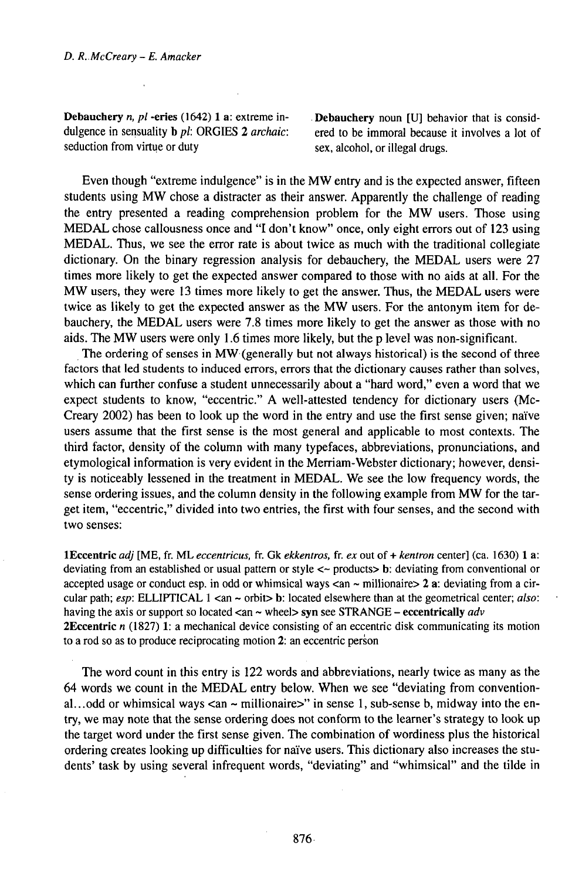**Debauchery** *n, pl* **-eries** (1642) **1 a**: extreme indulgence in sensuality **b** *pl*: ORGIES **2** *archaic*: seduction from virtue or duty

**Debauchery** noun [U] behavior that is considered to be immoral because it involves a lot of sex, alcohol, or illegal drugs.

Even though "extreme indulgence" is in the MW entry and is the expected answer, fifteen students using MW chose a distracter as their answer. Apparently the challenge of reading the entry presented a reading comprehension problem for the MW users. Those using MEDAL chose callousness once and "I don't know" once, only eight errors out of 123 using MEDAL. Thus, we see the error rate is about twice as much with the traditional collegiate dictionary. On the binary regression analysis for debauchery, the MEDAL users were 27 times more likely to get the expected answer compared to those with no aids at all. For the MW users, they were 13 times more likely to get the answer. Thus, the MEDAL users were twice as likely to get the expected answer as the MW users. For the antonym item for debauchery, the MEDAL users were 7.8 times more likely to get the answer as those with no aids. The MW users were only 1.6 times more likely, but the p level was non-significant.

The ordering of senses in MW (generally but not always historical) is the second of three factors that led students to induced errors, errors that the dictionary causes rather than solves, which can further confuse a student unnecessarily about a "hard word," even a word that we expect students to know, "eccentric." A well-attested tendency for dictionary users (McCreary 2002) has been to look up the word in the entry and use the first sense given; naïve users assume that the first sense is the most general and applicable to most contexts. The third factor, density of the column with many typefaces, abbreviations, pronunciations, and etymological information is very evident in the Merriam-Webster dictionary; however, density is noticeably lessened in the treatment in MEDAL. We see the low frequency words, the sense ordering issues, and the column density in the following example from MW for the target item, "eccentric," divided into two entries, the first with four senses, and the second with two senses:

**1Eccentric** *adj* [ME, fr. ML *eccentricus*, fr. Gk *ekkentros*, fr. *ex* out of + *kentron* center] (ca. 1630) **1 a**: deviating from an established or usual pattern or style <~ products> **b**: deviating from conventional or accepted usage or conduct esp. in odd or whimsical ways <an ~ millionaire> **2 a**: deviating from a circular path; *esp*: ELLIPTICAL 1 <an ~ orbit> **b**: located elsewhere than at the geometrical center; *also*: having the axis or support so located <an ~ wheel> **syn** see STRANGE – **eccentrically** *adv*
**2Eccentric** *n* (1827) **1**: a mechanical device consisting of an eccentric disk communicating its motion to a rod so as to produce reciprocating motion **2**: an eccentric person

The word count in this entry is 122 words and abbreviations, nearly twice as many as the 64 words we count in the MEDAL entry below. When we see "deviating from conventional...odd or whimsical ways <an ~ millionaire>" in sense 1, sub-sense b, midway into the entry, we may note that the sense ordering does not conform to the learner's strategy to look up the target word under the first sense given. The combination of wordiness plus the historical ordering creates looking up difficulties for naïve users. This dictionary also increases the students' task by using several infrequent words, "deviating" and "whimsical" and the tilde in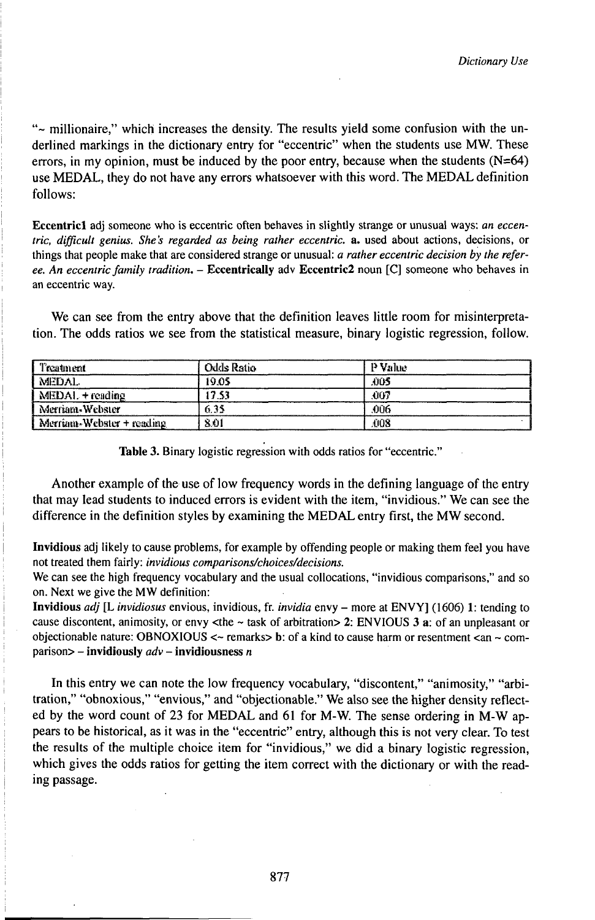"~ millionaire," which increases the density. The results yield some confusion with the underlined markings in the dictionary entry for "eccentric" when the students use MW. These errors, in my opinion, must be induced by the poor entry, because when the students (N=64) use MEDAL, they do not have any errors whatsoever with this word. The MEDAL definition follows:

**Eccentric1** adj someone who is eccentric often behaves in slightly strange or unusual ways: *an eccentric, difficult genius. She's regarded as being rather eccentric.* **a.** used about actions, decisions, or things that people make that are considered strange or unusual: *a rather eccentric decision by the referee. An eccentric family tradition.* – **Eccentrically** adv **Eccentric2** noun [C] someone who behaves in an eccentric way.

We can see from the entry above that the definition leaves little room for misinterpretation. The odds ratios we see from the statistical measure, binary logistic regression, follow.

| Treatment | Odds Ratio | P Value |
| --- | --- | --- |
| MEDAL | 19.05 | .005 |
| MEDAL + reading | 17.53 | .007 |
| Merriam-Webster | 6.35 | .006 |
| Merriam-Webster + reading | 8.01 | .008 |

**Table 3.** Binary logistic regression with odds ratios for "eccentric."

Another example of the use of low frequency words in the defining language of the entry that may lead students to induced errors is evident with the item, "invidious." We can see the difference in the definition styles by examining the MEDAL entry first, the MW second.

**Invidious** adj likely to cause problems, for example by offending people or making them feel you have not treated them fairly: *invidious comparisons/choices/decisions.*

We can see the high frequency vocabulary and the usual collocations, "invidious comparisons," and so on. Next we give the MW definition:

**Invidious** *adj* [L *invidiosus* envious, invidious, fr. *invidia* envy – more at ENVY] (1606) **1:** tending to cause discontent, animosity, or envy <the ~ task of arbitration> **2:** ENVIOUS **3 a:** of an unpleasant or objectionable nature: OBNOXIOUS <~ remarks> **b:** of a kind to cause harm or resentment <an ~ comparison> – **invidiously** *adv* – **invidiousness** *n*

In this entry we can note the low frequency vocabulary, "discontent," "animosity," "arbitration," "obnoxious," "envious," and "objectionable." We also see the higher density reflected by the word count of 23 for MEDAL and 61 for M-W. The sense ordering in M-W appears to be historical, as it was in the "eccentric" entry, although this is not very clear. To test the results of the multiple choice item for "invidious," we did a binary logistic regression, which gives the odds ratios for getting the item correct with the dictionary or with the reading passage.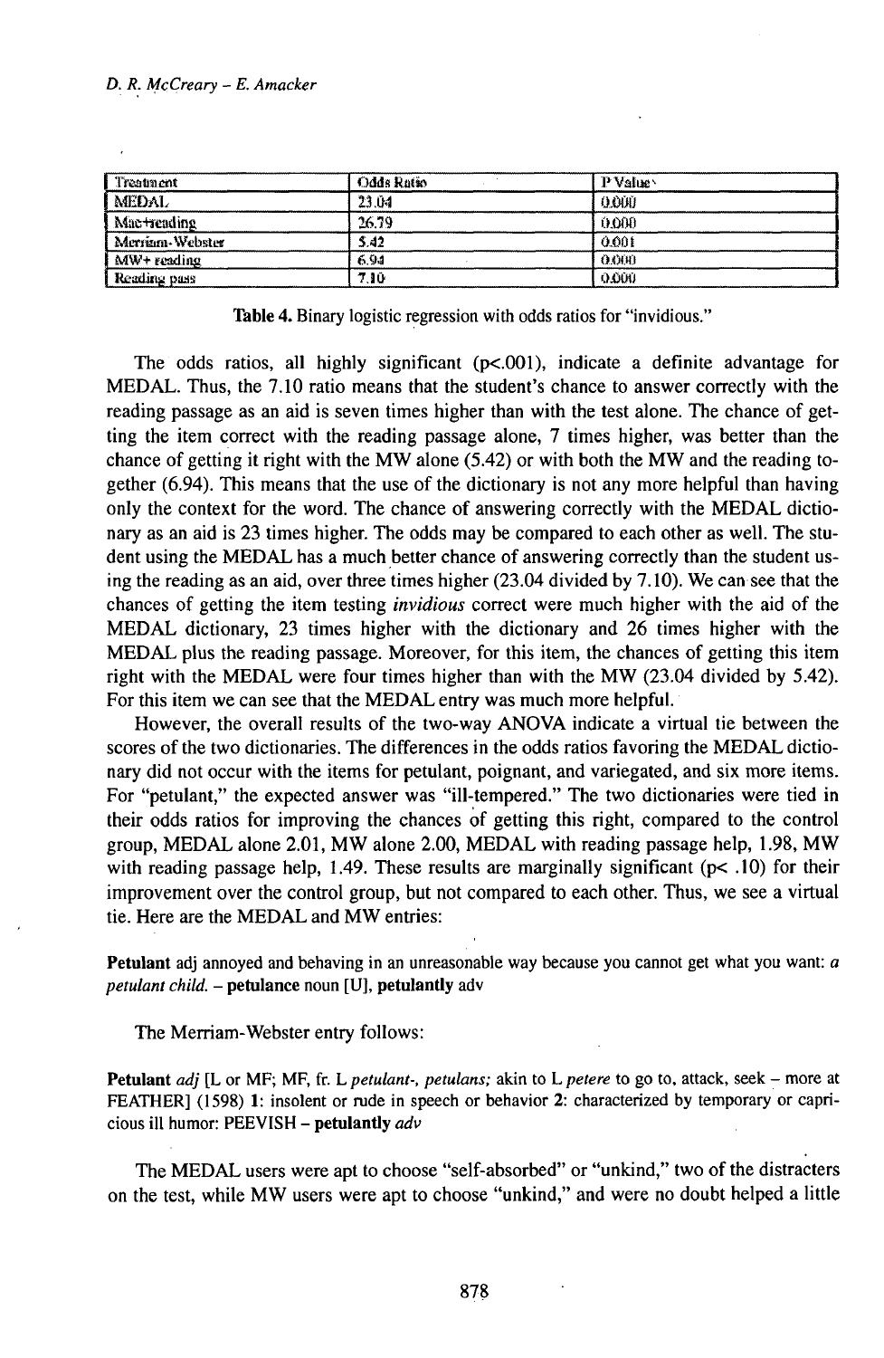| Treatment | Odds Ratio | P Values |
|---|---|---|
| MEDAL | 23.04 | 0.000 |
| Mac+reading | 26.79 | 0.000 |
| Merriam-Webster | 5.42 | 0.001 |
| MW+ reading | 6.94 | 0.000 |
| Reading pass | 7.10 | 0.000 |

**Table 4.** Binary logistic regression with odds ratios for "invidious."

The odds ratios, all highly significant ($p<.001$), indicate a definite advantage for MEDAL. Thus, the 7.10 ratio means that the student's chance to answer correctly with the reading passage as an aid is seven times higher than with the test alone. The chance of getting the item correct with the reading passage alone, 7 times higher, was better than the chance of getting it right with the MW alone (5.42) or with both the MW and the reading together (6.94). This means that the use of the dictionary is not any more helpful than having only the context for the word. The chance of answering correctly with the MEDAL dictionary as an aid is 23 times higher. The odds may be compared to each other as well. The student using the MEDAL has a much better chance of answering correctly than the student using the reading as an aid, over three times higher (23.04 divided by 7.10). We can see that the chances of getting the item testing *invidious* correct were much higher with the aid of the MEDAL dictionary, 23 times higher with the dictionary and 26 times higher with the MEDAL plus the reading passage. Moreover, for this item, the chances of getting this item right with the MEDAL were four times higher than with the MW (23.04 divided by 5.42). For this item we can see that the MEDAL entry was much more helpful.

However, the overall results of the two-way ANOVA indicate a virtual tie between the scores of the two dictionaries. The differences in the odds ratios favoring the MEDAL dictionary did not occur with the items for petulant, poignant, and variegated, and six more items. For "petulant," the expected answer was "ill-tempered." The two dictionaries were tied in their odds ratios for improving the chances of getting this right, compared to the control group, MEDAL alone 2.01, MW alone 2.00, MEDAL with reading passage help, 1.98, MW with reading passage help, 1.49. These results are marginally significant ($p< .10$) for their improvement over the control group, but not compared to each other. Thus, we see a virtual tie. Here are the MEDAL and MW entries:

**Petulant** adj annoyed and behaving in an unreasonable way because you cannot get what you want: *a petulant child.* – **petulance** noun [U], **petulantly** adv

The Merriam-Webster entry follows:

**Petulant** *adj* [L or MF; MF, fr. L *petulant-, petulans;* akin to L *petere* to go to, attack, seek – more at FEATHER] (1598) **1**: insolent or rude in speech or behavior **2**: characterized by temporary or capricious ill humor: PEEVISH – **petulantly** *adv*

The MEDAL users were apt to choose "self-absorbed" or "unkind," two of the distracters on the test, while MW users were apt to choose "unkind," and were no doubt helped a little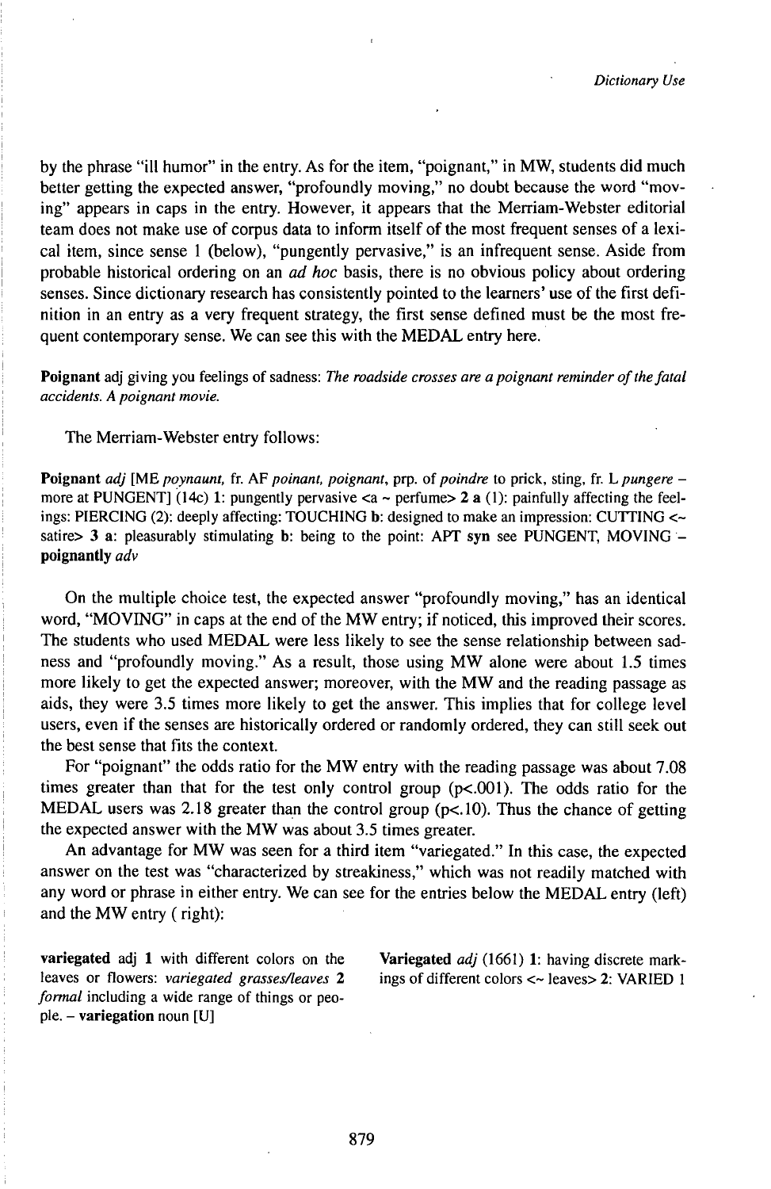by the phrase "ill humor" in the entry. As for the item, "poignant," in MW, students did much better getting the expected answer, "profoundly moving," no doubt because the word "moving" appears in caps in the entry. However, it appears that the Merriam-Webster editorial team does not make use of corpus data to inform itself of the most frequent senses of a lexical item, since sense 1 (below), "pungently pervasive," is an infrequent sense. Aside from probable historical ordering on an *ad hoc* basis, there is no obvious policy about ordering senses. Since dictionary research has consistently pointed to the learners' use of the first definition in an entry as a very frequent strategy, the first sense defined must be the most frequent contemporary sense. We can see this with the MEDAL entry here.

**Poignant** adj giving you feelings of sadness: *The roadside crosses are a poignant reminder of the fatal accidents. A poignant movie.*

The Merriam-Webster entry follows:

**Poignant** *adj* [ME *poynaunt,* fr. AF *poinant, poignant,* prp. of *poindre* to prick, sting, fr. L *pungere* – more at PUNGENT] (14c) **1**: pungently pervasive <a ~ perfume> **2 a** (1): painfully affecting the feelings: PIERCING (2): deeply affecting: TOUCHING **b**: designed to make an impression: CUTTING <~ satire> **3 a**: pleasurably stimulating **b**: being to the point: APT **syn** see PUNGENT, MOVING – **poignantly** *adv*

On the multiple choice test, the expected answer "profoundly moving," has an identical word, "MOVING" in caps at the end of the MW entry; if noticed, this improved their scores. The students who used MEDAL were less likely to see the sense relationship between sadness and "profoundly moving." As a result, those using MW alone were about 1.5 times more likely to get the expected answer; moreover, with the MW and the reading passage as aids, they were 3.5 times more likely to get the answer. This implies that for college level users, even if the senses are historically ordered or randomly ordered, they can still seek out the best sense that fits the context.

For "poignant" the odds ratio for the MW entry with the reading passage was about 7.08 times greater than that for the test only control group ($p<.001$). The odds ratio for the MEDAL users was 2.18 greater than the control group ($p<.10$). Thus the chance of getting the expected answer with the MW was about 3.5 times greater.

An advantage for MW was seen for a third item "variegated." In this case, the expected answer on the test was "characterized by streakiness," which was not readily matched with any word or phrase in either entry. We can see for the entries below the MEDAL entry (left) and the MW entry ( right):

**variegated** adj **1** with different colors on the leaves or flowers: *variegated grasses/leaves* **2** *formal* including a wide range of things or people. – **variegation** noun [U]

**Variegated** *adj* (1661) **1**: having discrete markings of different colors <~ leaves> **2**: VARIED 1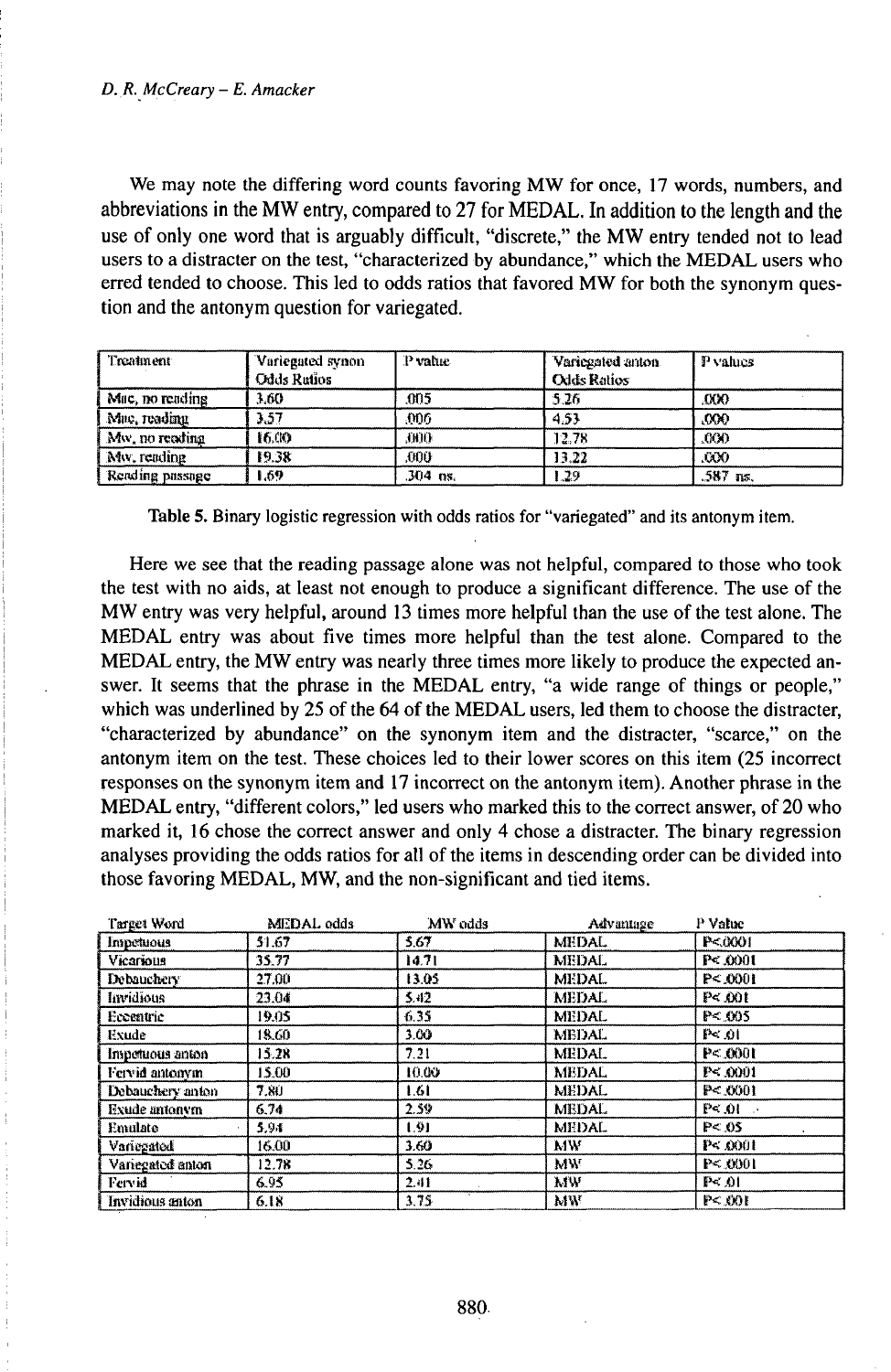We may note the differing word counts favoring MW for once, 17 words, numbers, and abbreviations in the MW entry, compared to 27 for MEDAL. In addition to the length and the use of only one word that is arguably difficult, "discrete," the MW entry tended not to lead users to a distracter on the test, "characterized by abundance," which the MEDAL users who erred tended to choose. This led to odds ratios that favored MW for both the synonym question and the antonym question for variegated.

| Treatment | Variegated synon Odds Ratios | P value | Variegated anton Odds Ratios | P values |
|---|---|---|---|---|
| Mac, no reading | 3.60 | .005 | 5.26 | .000 |
| Mac, reading | 3.57 | .006 | 4.53 | .000 |
| Mw, no reading | 16.00 | .000 | 12.78 | .000 |
| Mw, reading | 19.38 | .000 | 13.22 | .000 |
| Reading passage | 1.69 | .304 ns. | 1.29 | .587 ns. |

**Table 5.** Binary logistic regression with odds ratios for "variegated" and its antonym item.

Here we see that the reading passage alone was not helpful, compared to those who took the test with no aids, at least not enough to produce a significant difference. The use of the MW entry was very helpful, around 13 times more helpful than the use of the test alone. The MEDAL entry was about five times more helpful than the test alone. Compared to the MEDAL entry, the MW entry was nearly three times more likely to produce the expected answer. It seems that the phrase in the MEDAL entry, "a wide range of things or people," which was underlined by 25 of the 64 of the MEDAL users, led them to choose the distracter, "characterized by abundance" on the synonym item and the distracter, "scarce," on the antonym item on the test. These choices led to their lower scores on this item (25 incorrect responses on the synonym item and 17 incorrect on the antonym item). Another phrase in the MEDAL entry, "different colors," led users who marked this to the correct answer, of 20 who marked it, 16 chose the correct answer and only 4 chose a distracter. The binary regression analyses providing the odds ratios for all of the items in descending order can be divided into those favoring MEDAL, MW, and the non-significant and tied items.

| Target Word | MEDAL odds | MW odds | Advantage | P Value |
|---|---|---|---|---|
| Impetuous | 51.67 | 5.67 | MEDAL | P<.0001 |
| Vicarious | 35.77 | 14.71 | MEDAL | P<.0001 |
| Debauchery | 27.00 | 13.05 | MEDAL | P<.0001 |
| Invidious | 23.04 | 5.42 | MEDAL | P<.001 |
| Eccentric | 19.05 | 6.35 | MEDAL | P<.005 |
| Exude | 18.60 | 3.00 | MEDAL | P<.01 |
| Impetuous anton | 15.28 | 7.21 | MEDAL | P<.0001 |
| Fervid antonym | 15.00 | 10.00 | MEDAL | P<.0001 |
| Debauchery anton | 7.80 | 1.61 | MEDAL | P<.0001 |
| Exude antonym | 6.74 | 2.59 | MEDAL | P<.01 |
| Emulate | 5.94 | 1.91 | MEDAL | P<.05 |
| Variegated | 16.00 | 3.60 | MW | P<.0001 |
| Variegated anton | 12.78 | 5.26 | MW | P<.0001 |
| Fervid | 6.95 | 2.41 | MW | P<.01 |
| Invidious anton | 6.18 | 3.75 | MW | P<.001 |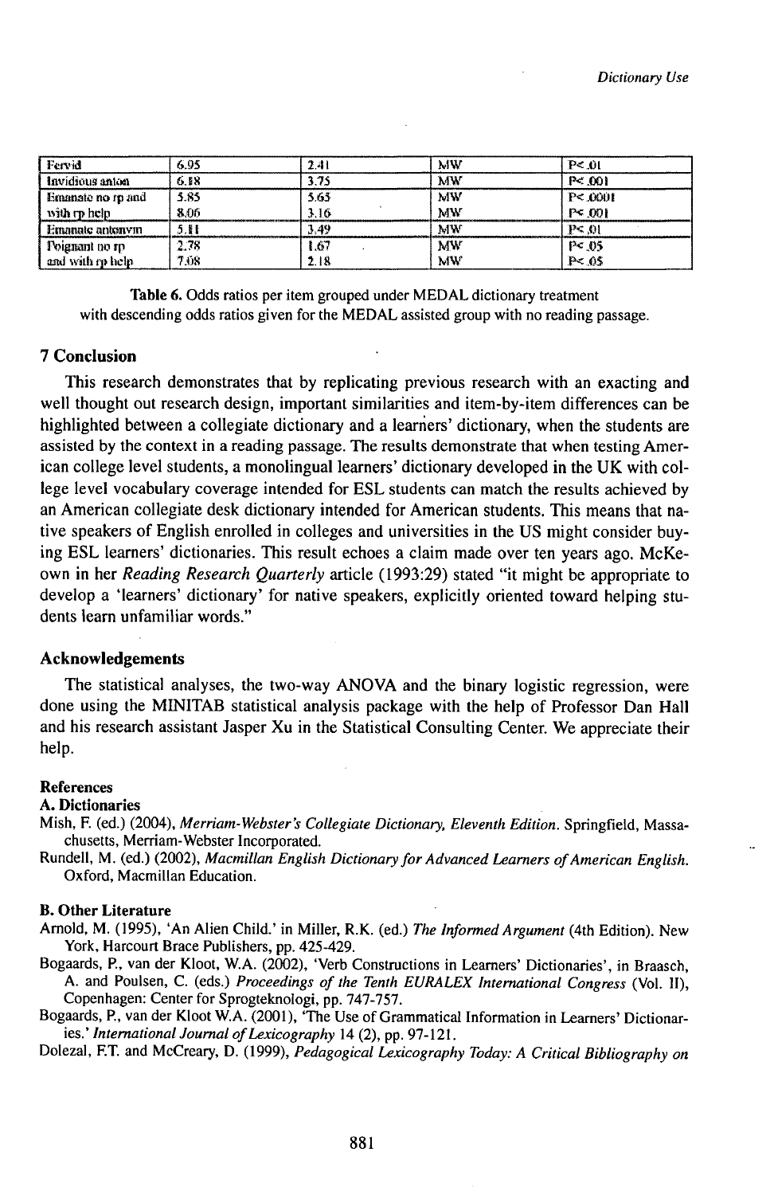| Fervid | 6.95 | 2.41 | MW | P<.01 |
|---|---|---|---|---|
| Invidious anton | 6.18 | 3.75 | MW | P<.001 |
| Emanate no rp and with rp help | 5.85<br>8.06 | 5.65<br>3.16 | MW<br>MW | P<.0001<br>P<.001 |
| Emanate antonym | 5.11 | 3.49 | MW | P<.01 |
| Poignant no rp and with rp help | 2.78<br>7.08 | 1.67<br>2.18 | MW<br>MW | P<.05<br>P<.05 |

**Table 6.** Odds ratios per item grouped under MEDAL dictionary treatment with descending odds ratios given for the MEDAL assisted group with no reading passage.

## 7 Conclusion

This research demonstrates that by replicating previous research with an exacting and well thought out research design, important similarities and item-by-item differences can be highlighted between a collegiate dictionary and a learners' dictionary, when the students are assisted by the context in a reading passage. The results demonstrate that when testing American college level students, a monolingual learners' dictionary developed in the UK with college level vocabulary coverage intended for ESL students can match the results achieved by an American collegiate desk dictionary intended for American students. This means that native speakers of English enrolled in colleges and universities in the US might consider buying ESL learners' dictionaries. This result echoes a claim made over ten years ago. McKeown in her *Reading Research Quarterly* article (1993:29) stated "it might be appropriate to develop a 'learners' dictionary' for native speakers, explicitly oriented toward helping students learn unfamiliar words."

## Acknowledgements

The statistical analyses, the two-way ANOVA and the binary logistic regression, were done using the MINITAB statistical analysis package with the help of Professor Dan Hall and his research assistant Jasper Xu in the Statistical Consulting Center. We appreciate their help.

## References

### A. Dictionaries

Mish, F. (ed.) (2004), *Merriam-Webster's Collegiate Dictionary, Eleventh Edition*. Springfield, Massachusetts, Merriam-Webster Incorporated.

Rundell, M. (ed.) (2002), *Macmillan English Dictionary for Advanced Learners of American English*. Oxford, Macmillan Education.

### B. Other Literature

Arnold, M. (1995), 'An Alien Child.' in Miller, R.K. (ed.) *The Informed Argument* (4th Edition). New York, Harcourt Brace Publishers, pp. 425-429.

Bogaards, P., van der Kloot, W.A. (2002), 'Verb Constructions in Learners' Dictionaries', in Braasch, A. and Poulsen, C. (eds.) *Proceedings of the Tenth EURALEX International Congress* (Vol. II), Copenhagen: Center for Sprogteknologi, pp. 747-757.

Bogaards, P., van der Kloot W.A. (2001), 'The Use of Grammatical Information in Learners' Dictionaries.' *International Journal of Lexicography* 14 (2), pp. 97-121.

Dolezal, F.T. and McCreary, D. (1999), *Pedagogical Lexicography Today: A Critical Bibliography on*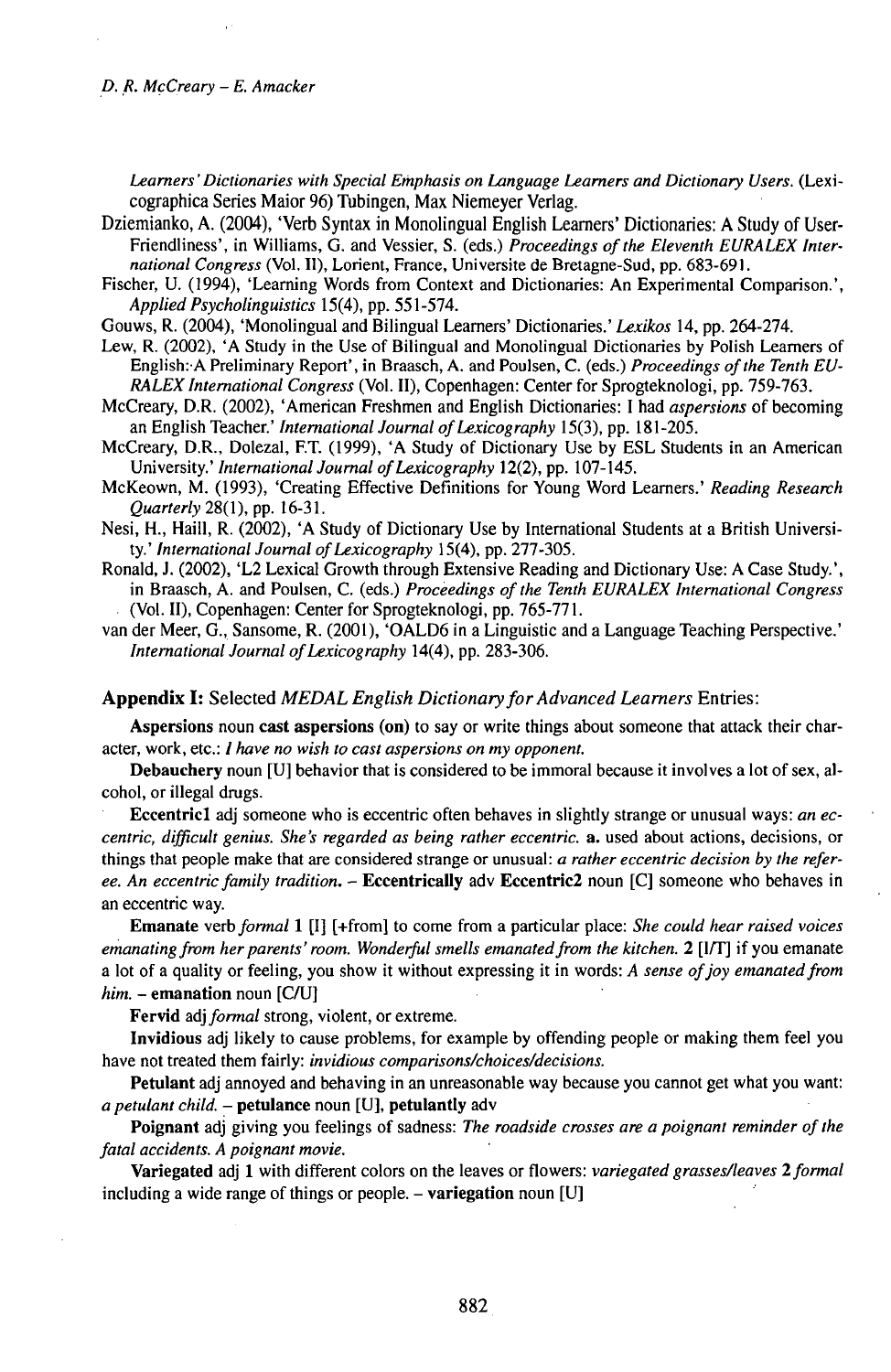*Learners' Dictionaries with Special Emphasis on Language Learners and Dictionary Users.* (Lexicographica Series Maior 96) Tubingen, Max Niemeyer Verlag.

Dziemianko, A. (2004), 'Verb Syntax in Monolingual English Learners' Dictionaries: A Study of User-Friendliness', in Williams, G. and Vessier, S. (eds.) *Proceedings of the Eleventh EURALEX International Congress* (Vol. II), Lorient, France, Universite de Bretagne-Sud, pp. 683-691.

Fischer, U. (1994), 'Learning Words from Context and Dictionaries: An Experimental Comparison.', *Applied Psycholinguistics* 15(4), pp. 551-574.

Gouws, R. (2004), 'Monolingual and Bilingual Learners' Dictionaries.' *Lexikos* 14, pp. 264-274.

Lew, R. (2002), 'A Study in the Use of Bilingual and Monolingual Dictionaries by Polish Learners of English: A Preliminary Report', in Braasch, A. and Poulsen, C. (eds.) *Proceedings of the Tenth EURALEX International Congress* (Vol. II), Copenhagen: Center for Sprogteknologi, pp. 759-763.

McCreary, D.R. (2002), 'American Freshmen and English Dictionaries: I had *aspersions* of becoming an English Teacher.' *International Journal of Lexicography* 15(3), pp. 181-205.

McCreary, D.R., Dolezal, F.T. (1999), 'A Study of Dictionary Use by ESL Students in an American University.' *International Journal of Lexicography* 12(2), pp. 107-145.

McKeown, M. (1993), 'Creating Effective Definitions for Young Word Learners.' *Reading Research Quarterly* 28(1), pp. 16-31.

Nesi, H., Haill, R. (2002), 'A Study of Dictionary Use by International Students at a British University.' *International Journal of Lexicography* 15(4), pp. 277-305.

Ronald, J. (2002), 'L2 Lexical Growth through Extensive Reading and Dictionary Use: A Case Study.', in Braasch, A. and Poulsen, C. (eds.) *Proceedings of the Tenth EURALEX International Congress* (Vol. II), Copenhagen: Center for Sprogteknologi, pp. 765-771.

van der Meer, G., Sansome, R. (2001), 'OALD6 in a Linguistic and a Language Teaching Perspective.' *International Journal of Lexicography* 14(4), pp. 283-306.

## Appendix I: Selected *MEDAL English Dictionary for Advanced Learners* Entries:

**Aspersions** noun **cast aspersions (on)** to say or write things about someone that attack their character, work, etc.: *I have no wish to cast aspersions on my opponent.*

**Debauchery** noun [U] behavior that is considered to be immoral because it involves a lot of sex, alcohol, or illegal drugs.

**Eccentric1** adj someone who is eccentric often behaves in slightly strange or unusual ways: *an eccentric, difficult genius. She's regarded as being rather eccentric.* **a.** used about actions, decisions, or things that people make that are considered strange or unusual: *a rather eccentric decision by the referee. An eccentric family tradition.* – **Eccentrically** adv **Eccentric2** noun [C] someone who behaves in an eccentric way.

**Emanate** verb *formal* **1** [I] [+from] to come from a particular place: *She could hear raised voices emanating from her parents' room. Wonderful smells emanated from the kitchen.* **2** [I/T] if you emanate a lot of a quality or feeling, you show it without expressing it in words: *A sense of joy emanated from him.* – **emanation** noun [C/U]

**Fervid** adj *formal* strong, violent, or extreme.

**Invidious** adj likely to cause problems, for example by offending people or making them feel you have not treated them fairly: *invidious comparisons/choices/decisions.*

**Petulant** adj annoyed and behaving in an unreasonable way because you cannot get what you want: *a petulant child.* – **petulance** noun [U], **petulantly** adv

**Poignant** adj giving you feelings of sadness: *The roadside crosses are a poignant reminder of the fatal accidents. A poignant movie.*

**Variegated** adj **1** with different colors on the leaves or flowers: *variegated grasses/leaves* **2** *formal* including a wide range of things or people. – **variegation** noun [U]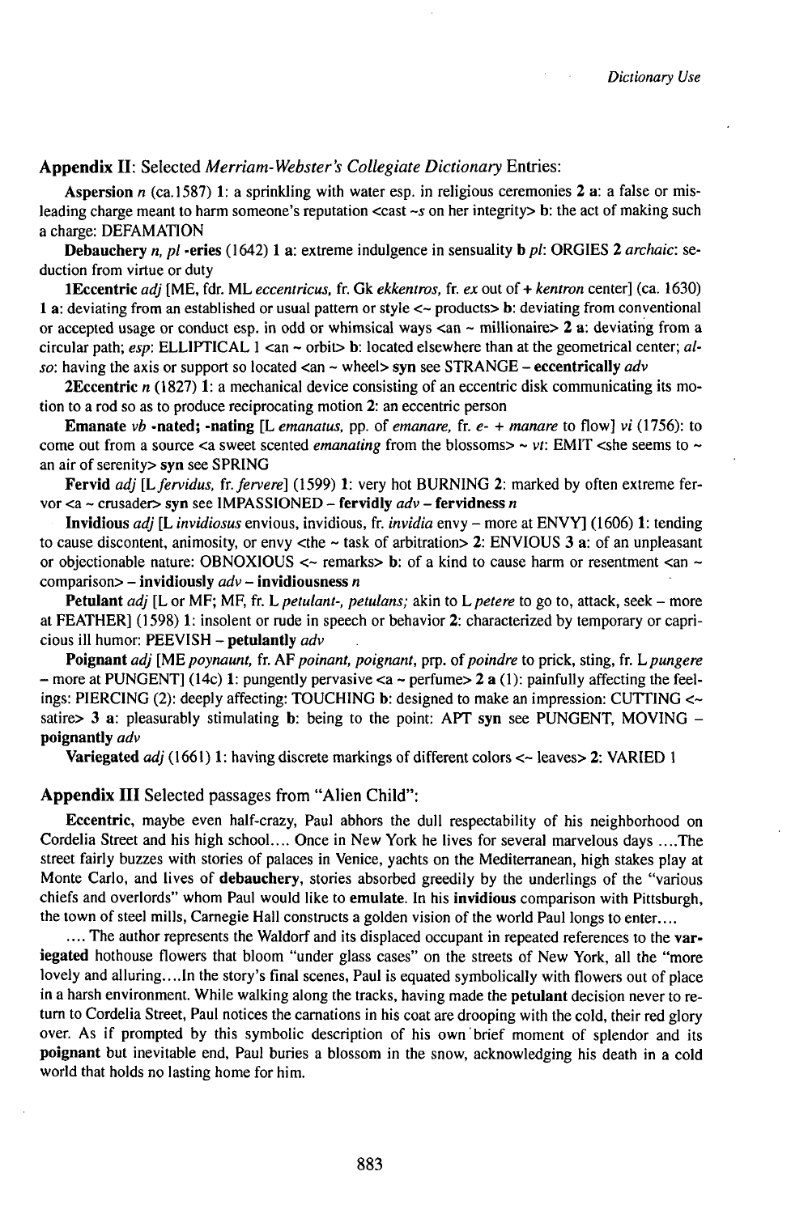## Appendix II: Selected *Merriam-Webster's Collegiate Dictionary* Entries:

**Aspersion** *n* (ca.1587) **1**: a sprinkling with water esp. in religious ceremonies **2 a**: a false or misleading charge meant to harm someone's reputation <cast *~s* on her integrity> **b**: the act of making such a charge: DEFAMATION

**Debauchery** *n, pl* **-eries** (1642) **1 a**: extreme indulgence in sensuality **b** *pl*: ORGIES **2** *archaic*: seduction from virtue or duty

**1Eccentric** *adj* [ME, fdr. ML *eccentricus,* fr. Gk *ekkentros,* fr. *ex* out of + *kentron* center] (ca. 1630) **1 a**: deviating from an established or usual pattern or style <~ products> **b**: deviating from conventional or accepted usage or conduct esp. in odd or whimsical ways <an ~ millionaire> **2 a**: deviating from a circular path; *esp*: ELLIPTICAL 1 <an ~ orbit> **b**: located elsewhere than at the geometrical center; *also*: having the axis or support so located <an ~ wheel> **syn** see STRANGE – **eccentrically** *adv*

**2Eccentric** *n* (1827) **1**: a mechanical device consisting of an eccentric disk communicating its motion to a rod so as to produce reciprocating motion **2**: an eccentric person

**Emanate** *vb* **-nated; -nating** [L *emanatus,* pp. of *emanare,* fr. *e-* + *manare* to flow] *vi* (1756): to come out from a source <a sweet scented *emanating* from the blossoms> ~ *vt*: EMIT <she seems to ~ an air of serenity> **syn** see SPRING

**Fervid** *adj* [L *fervidus,* fr. *fervere*] (1599) **1**: very hot BURNING **2**: marked by often extreme fervor <a ~ crusader> **syn** see IMPASSIONED – **fervidly** *adv* – **fervidness** *n*

**Invidious** *adj* [L *invidiosus* envious, invidious, fr. *invidia* envy – more at ENVY] (1606) **1**: tending to cause discontent, animosity, or envy <the ~ task of arbitration> **2**: ENVIOUS **3 a**: of an unpleasant or objectionable nature: OBNOXIOUS <~ remarks> **b**: of a kind to cause harm or resentment <an ~ comparison> – **invidiously** *adv* – **invidiousness** *n*

**Petulant** *adj* [L or MF; MF, fr. L *petulant-, petulans;* akin to L *petere* to go to, attack, seek – more at FEATHER] (1598) **1**: insolent or rude in speech or behavior **2**: characterized by temporary or capricious ill humor: PEEVISH – **petulantly** *adv*

**Poignant** *adj* [ME *poynaunt,* fr. AF *poinant, poignant,* prp. of *poindre* to prick, sting, fr. L *pungere* – more at PUNGENT] (14c) **1**: pungently pervasive <a ~ perfume> **2 a** (1): painfully affecting the feelings: PIERCING (2): deeply affecting: TOUCHING **b**: designed to make an impression: CUTTING <~ satire> **3 a**: pleasurably stimulating **b**: being to the point: APT **syn** see PUNGENT, MOVING – **poignantly** *adv*

**Variegated** *adj* (1661) **1**: having discrete markings of different colors <~ leaves> **2**: VARIED 1

## Appendix III Selected passages from "Alien Child":

**Eccentric**, maybe even half-crazy, Paul abhors the dull respectability of his neighborhood on Cordelia Street and his high school.... Once in New York he lives for several marvelous days ....The street fairly buzzes with stories of palaces in Venice, yachts on the Mediterranean, high stakes play at Monte Carlo, and lives of **debauchery**, stories absorbed greedily by the underlings of the "various chiefs and overlords" whom Paul would like to **emulate**. In his **invidious** comparison with Pittsburgh, the town of steel mills, Carnegie Hall constructs a golden vision of the world Paul longs to enter....

.... The author represents the Waldorf and its displaced occupant in repeated references to the **variegated** hothouse flowers that bloom "under glass cases" on the streets of New York, all the "more lovely and alluring....In the story's final scenes, Paul is equated symbolically with flowers out of place in a harsh environment. While walking along the tracks, having made the **petulant** decision never to return to Cordelia Street, Paul notices the carnations in his coat are drooping with the cold, their red glory over. As if prompted by this symbolic description of his own brief moment of splendor and its **poignant** but inevitable end, Paul buries a blossom in the snow, acknowledging his death in a cold world that holds no lasting home for him.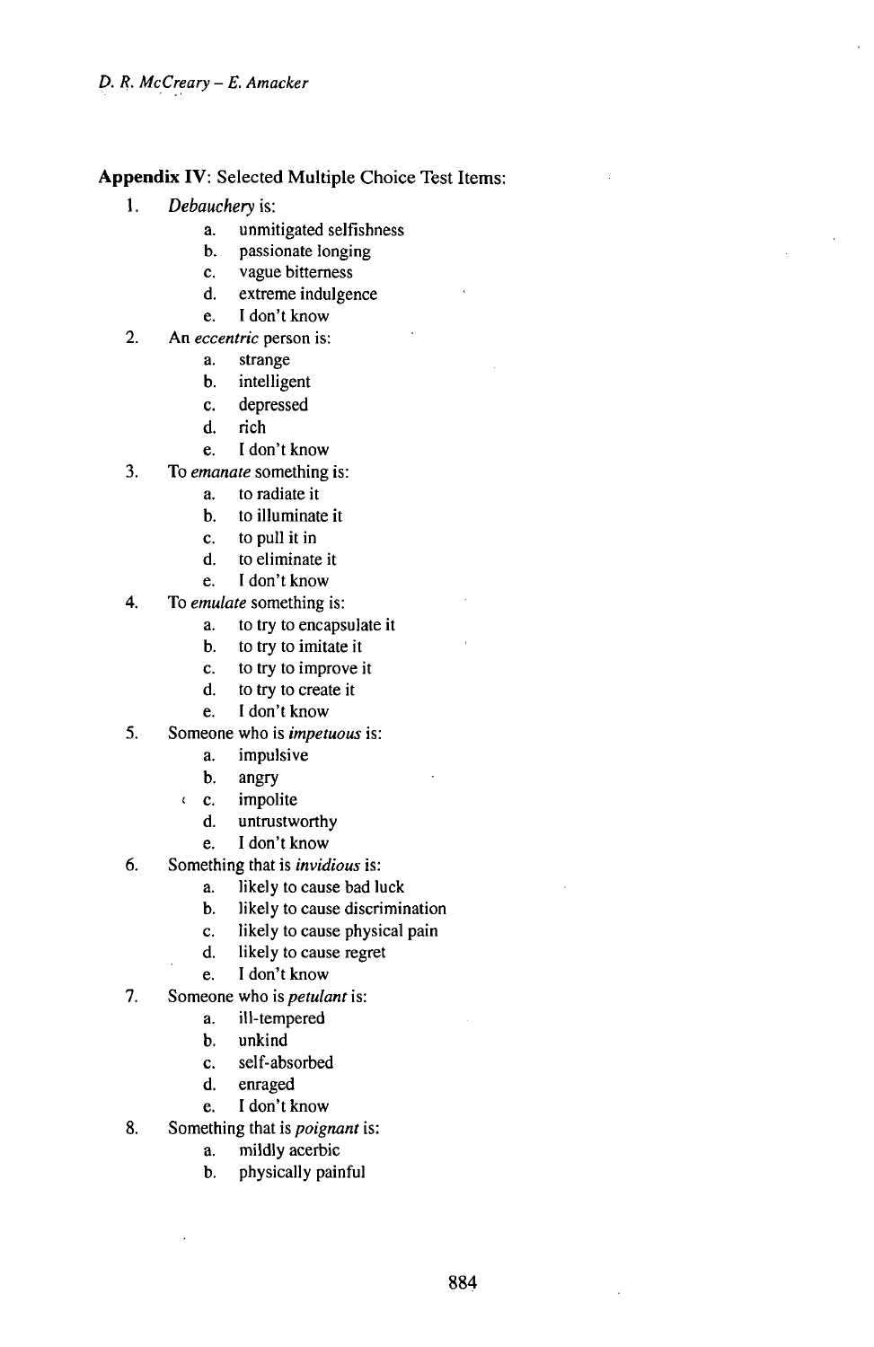**Appendix IV**: Selected Multiple Choice Test Items:

1. *Debauchery* is:
   a. unmitigated selfishness
   b. passionate longing
   c. vague bitterness
   d. extreme indulgence
   e. I don't know
2. An *eccentric* person is:
   a. strange
   b. intelligent
   c. depressed
   d. rich
   e. I don't know
3. To *emanate* something is:
   a. to radiate it
   b. to illuminate it
   c. to pull it in
   d. to eliminate it
   e. I don't know
4. To *emulate* something is:
   a. to try to encapsulate it
   b. to try to imitate it
   c. to try to improve it
   d. to try to create it
   e. I don't know
5. Someone who is *impetuous* is:
   a. impulsive
   b. angry
   c. impolite
   d. untrustworthy
   e. I don't know
6. Something that is *invidious* is:
   a. likely to cause bad luck
   b. likely to cause discrimination
   c. likely to cause physical pain
   d. likely to cause regret
   e. I don't know
7. Someone who is *petulant* is:
   a. ill-tempered
   b. unkind
   c. self-absorbed
   d. enraged
   e. I don't know
8. Something that is *poignant* is:
   a. mildly acerbic
   b. physically painful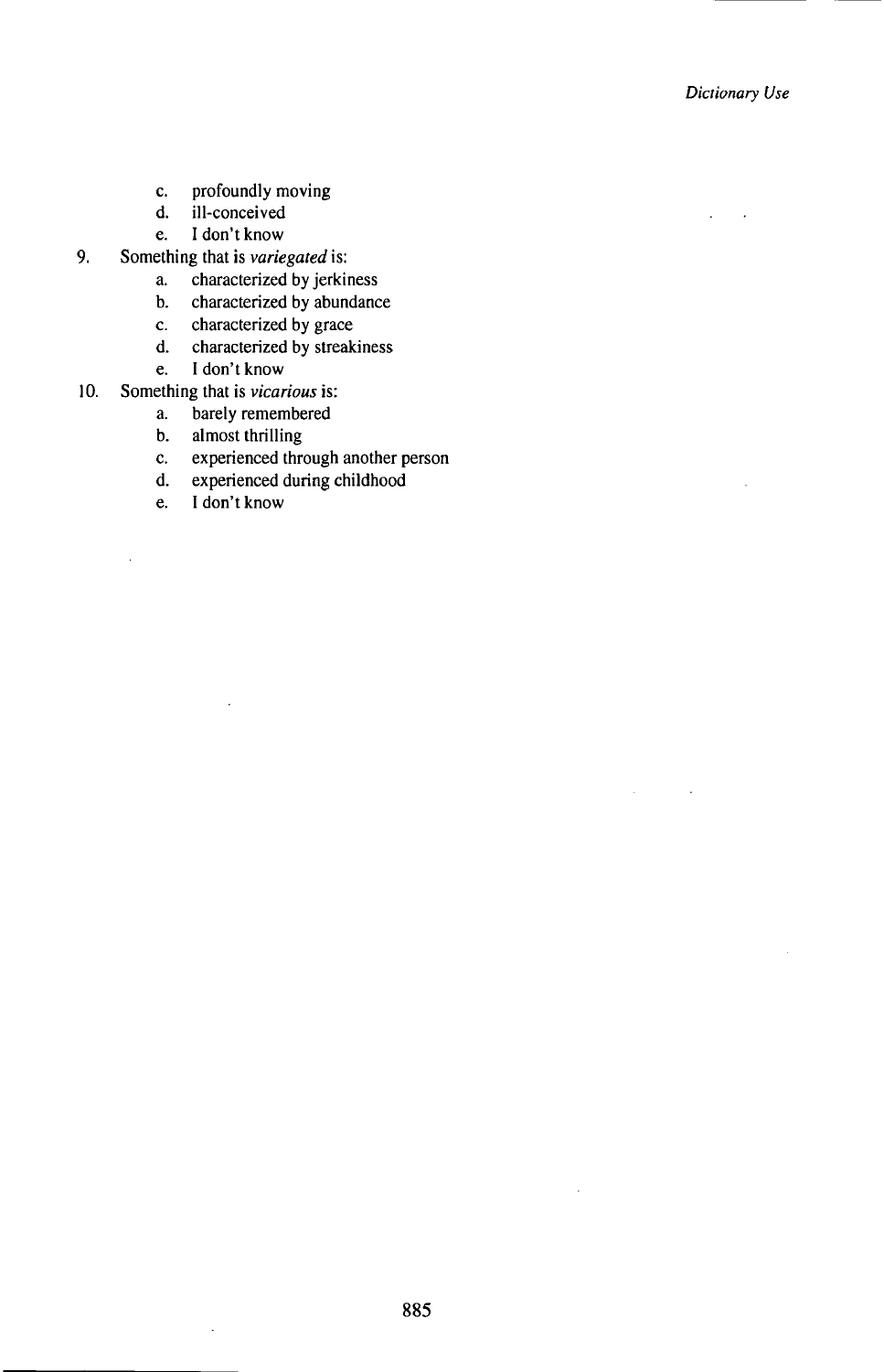c. profoundly moving
d. ill-conceived
e. I don't know

9. Something that is *variegated* is:
    a. characterized by jerkiness
    b. characterized by abundance
    c. characterized by grace
    d. characterized by streakiness
    e. I don't know

10. Something that is *vicarious* is:
    a. barely remembered
    b. almost thrilling
    c. experienced through another person
    d. experienced during childhood
    e. I don't know